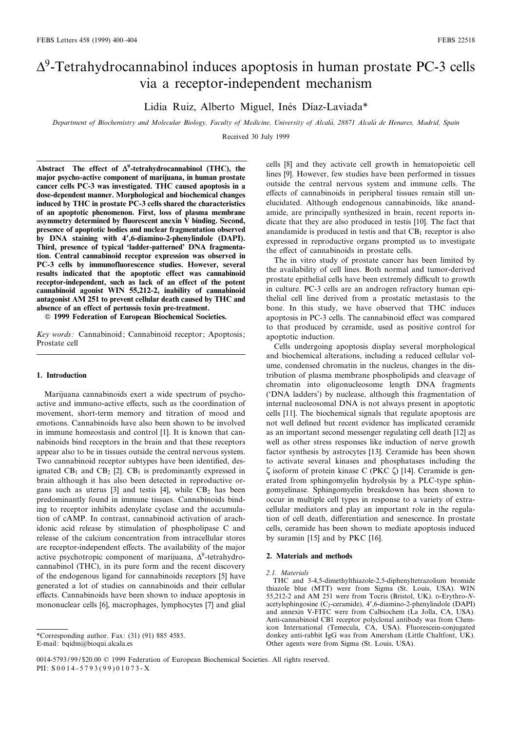# $\Delta^9$-Tetrahydrocannabinol induces apoptosis in human prostate PC-3 cells via a receptor-independent mechanism

Lidia Ruiz, Alberto Miguel, Inés Díaz-Laviada*

*Department of Biochemistry and Molecular Biology, Faculty of Medicine, University of Alcalá, 28871 Alcalá de Henares, Madrid, Spain*

Received 30 July 1999

**Abstract** The effect of $\Delta^9$-tetrahydrocannabinol (THC), the major psycho-active component of marijuana, in human prostate cancer cells PC-3 was investigated. THC caused apoptosis in a dose-dependent manner. Morphological and biochemical changes induced by THC in prostate PC-3 cells shared the characteristics of an apoptotic phenomenon. First, loss of plasma membrane asymmetry determined by fluorescent anexin V binding. Second, presence of apoptotic bodies and nuclear fragmentation observed by DNA staining with 4′,6-diamino-2-phenylindole (DAPI). Third, presence of typical 'ladder-patterned' DNA fragmentation. Central cannabinoid receptor expression was observed in PC-3 cells by immunofluorescence studies. However, several results indicated that the apoptotic effect was cannabinoid receptor-independent, such as lack of an effect of the potent cannabinoid agonist WIN 55,212-2, inability of cannabinoid antagonist AM 251 to prevent cellular death caused by THC and absence of an effect of pertussis toxin pre-treatment.

© 1999 Federation of European Biochemical Societies.

*Key words:* Cannabinoid; Cannabinoid receptor; Apoptosis; Prostate cell

## 1. Introduction

Marijuana cannabinoids exert a wide spectrum of psychoactive and immuno-active effects, such as the coordination of movement, short-term memory and titration of mood and emotions. Cannabinoids have also been shown to be involved in immune homeostasis and control [1]. It is known that cannabinoids bind receptors in the brain and that these receptors appear also to be in tissues outside the central nervous system. Two cannabinoid receptor subtypes have been identified, designated $CB_1$ and $CB_2$ [2]. $CB_1$ is predominantly expressed in brain although it has also been detected in reproductive organs such as uterus [3] and testis [4], while $CB_2$ has been predominantly found in immune tissues. Cannabinoids binding to receptor inhibits adenylate cyclase and the accumulation of cAMP. In contrast, cannabinoid activation of arachidonic acid release by stimulation of phospholipase C and release of the calcium concentration from intracellular stores are receptor-independent effects. The availability of the major active psychotropic component of marijuana, $\Delta^9$-tetrahydrocannabinol (THC), in its pure form and the recent discovery of the endogenous ligand for cannabinoids receptors [5] have generated a lot of studies on cannabinoids and their cellular effects. Cannabinoids have been shown to induce apoptosis in mononuclear cells [6], macrophages, lymphocytes [7] and glial cells [8] and they activate cell growth in hematopoietic cell lines [9]. However, few studies have been performed in tissues outside the central nervous system and immune cells. The effects of cannabinoids in peripheral tissues remain still unelucidated. Although endogenous cannabinoids, like anandamide, are principally synthesized in brain, recent reports indicate that they are also produced in testis [10]. The fact that anandamide is produced in testis and that $CB_1$ receptor is also expressed in reproductive organs prompted us to investigate the effect of cannabinoids in prostate cells.

The in vitro study of prostate cancer has been limited by the availability of cell lines. Both normal and tumor-derived prostate epithelial cells have been extremely difficult to growth in culture. PC-3 cells are an androgen refractory human epithelial cell line derived from a prostatic metastasis to the bone. In this study, we have observed that THC induces apoptosis in PC-3 cells. The cannabinoid effect was compared to that produced by ceramide, used as positive control for apoptotic induction.

Cells undergoing apoptosis display several morphological and biochemical alterations, including a reduced cellular volume, condensed chromatin in the nucleus, changes in the distribution of plasma membrane phospholipids and cleavage of chromatin into oligonucleosome length DNA fragments ('DNA ladders') by nuclease, although this fragmentation of internal nucleosomal DNA is not always present in apoptotic cells [11]. The biochemical signals that regulate apoptosis are not well defined but recent evidence has implicated ceramide as an important second messenger regulating cell death [12] as well as other stress responses like induction of nerve growth factor synthesis by astrocytes [13]. Ceramide has been shown to activate several kinases and phosphatases including the ζ isoform of protein kinase C (PKC ζ) [14]. Ceramide is generated from sphingomyelin hydrolysis by a PLC-type sphingomyelinase. Sphingomyelin breakdown has been shown to occur in multiple cell types in response to a variety of extracellular mediators and play an important role in the regulation of cell death, differentiation and senescence. In prostate cells, ceramide has been shown to mediate apoptosis induced by suramin [15] and by PKC [16].

## 2. Materials and methods

### 2.1. Materials

THC and 3-4,5-dimethylthiazole-2,5-diphenyltetrazolium bromide thiazole blue (MTT) were from Sigma (St. Louis, USA). WIN 55,212-2 and AM 251 were from Tocris (Bristol, UK). D-Erythro-*N*-acetylsphingosine ($C_2$-ceramide), 4′,6-diamino-2-phenylindole (DAPI) and annexin V-FITC were from Calbiochem (La Jolla, CA, USA). Anti-cannabinoid CB1 receptor polyclonal antibody was from Chemicon International (Temecula, CA, USA). Fluorescein-conjugated donkey anti-rabbit IgG was from Amersham (Little Chaltfont, UK). Other agents were from Sigma (St. Louis, USA).

*Corresponding author. Fax: (31) (91) 885 4585.
E-mail: bqidm@bioqui.alcala.es

0014-5793/99/$20.00 © 1999 Federation of European Biochemical Societies. All rights reserved.
PII: S0014-5793(99)01073-X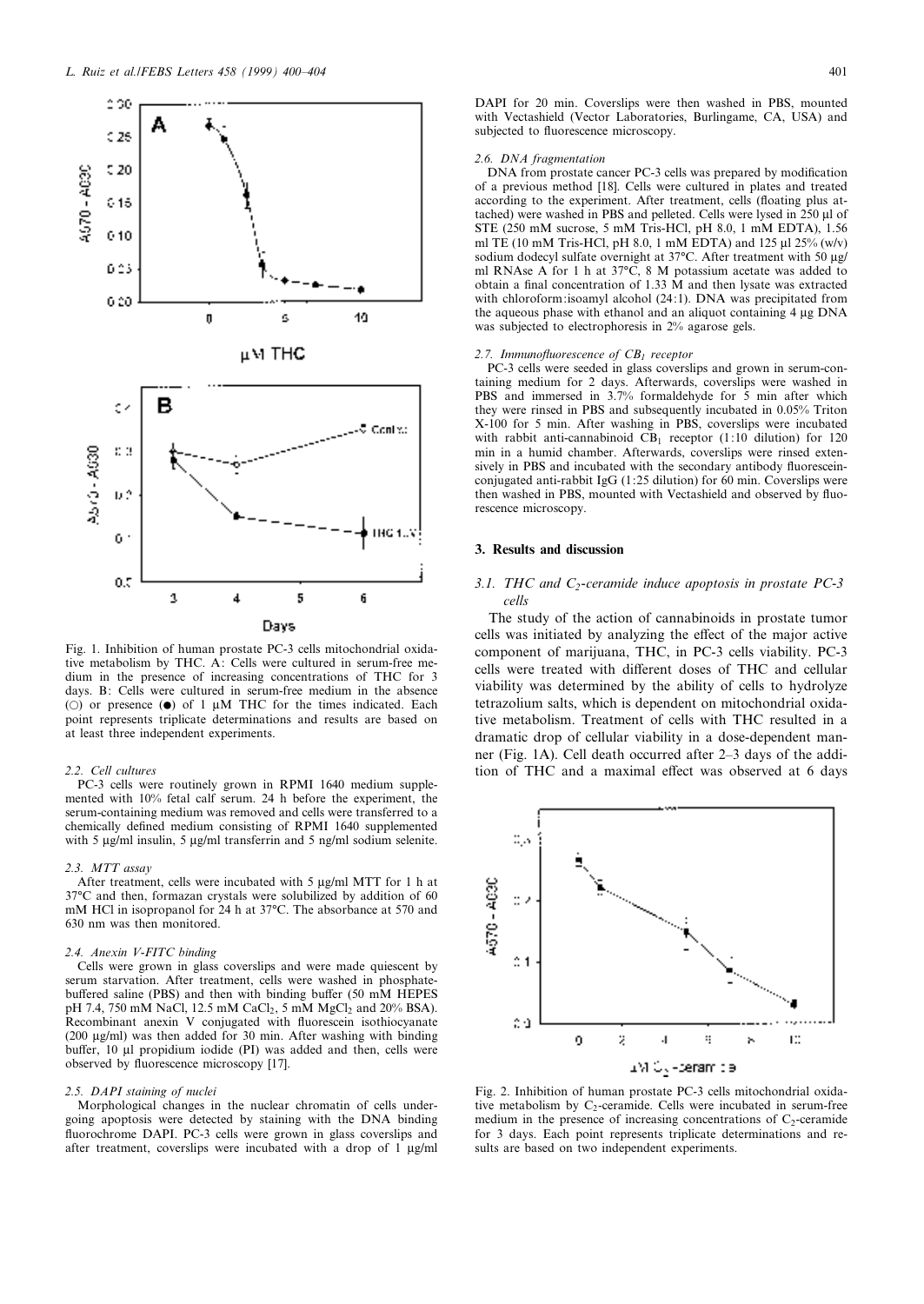Fig. 1. Inhibition of human prostate PC-3 cells mitochondrial oxidative metabolism by THC. A: Cells were cultured in serum-free medium in the presence of increasing concentrations of THC for 3 days. B: Cells were cultured in serum-free medium in the absence (○) or presence (●) of 1 μM THC for the times indicated. Each point represents triplicate determinations and results are based on at least three independent experiments.

### 2.2. Cell cultures

PC-3 cells were routinely grown in RPMI 1640 medium supplemented with 10% fetal calf serum. 24 h before the experiment, the serum-containing medium was removed and cells were transferred to a chemically defined medium consisting of RPMI 1640 supplemented with 5 μg/ml insulin, 5 μg/ml transferrin and 5 ng/ml sodium selenite.

### 2.3. MTT assay

After treatment, cells were incubated with 5 μg/ml MTT for 1 h at 37°C and then, formazan crystals were solubilized by addition of 60 mM HCl in isopropanol for 24 h at 37°C. The absorbance at 570 and 630 nm was then monitored.

### 2.4. Anexin V-FITC binding

Cells were grown in glass coverslips and were made quiescent by serum starvation. After treatment, cells were washed in phosphate-buffered saline (PBS) and then with binding buffer (50 mM HEPES pH 7.4, 750 mM NaCl, 12.5 mM $CaCl_2$, 5 mM $MgCl_2$ and 20% BSA). Recombinant anexin V conjugated with fluorescein isothiocyanate (200 μg/ml) was then added for 30 min. After washing with binding buffer, 10 μl propidium iodide (PI) was added and then, cells were observed by fluorescence microscopy [17].

### 2.5. DAPI staining of nuclei

Morphological changes in the nuclear chromatin of cells undergoing apoptosis were detected by staining with the DNA binding fluorochrome DAPI. PC-3 cells were grown in glass coverslips and after treatment, coverslips were incubated with a drop of 1 μg/ml DAPI for 20 min. Coverslips were then washed in PBS, mounted with Vectashield (Vector Laboratories, Burlingame, CA, USA) and subjected to fluorescence microscopy.

### 2.6. DNA fragmentation

DNA from prostate cancer PC-3 cells was prepared by modification of a previous method [18]. Cells were cultured in plates and treated according to the experiment. After treatment, cells (floating plus attached) were washed in PBS and pelleted. Cells were lysed in 250 μl of STE (250 mM sucrose, 5 mM Tris-HCl, pH 8.0, 1 mM EDTA), 1.56 ml TE (10 mM Tris-HCl, pH 8.0, 1 mM EDTA) and 125 μl 25% (w/v) sodium dodecyl sulfate overnight at 37°C. After treatment with 50 μg/ml RNAse A for 1 h at 37°C, 8 M potassium acetate was added to obtain a final concentration of 1.33 M and then lysate was extracted with chloroform:isoamyl alcohol (24:1). DNA was precipitated from the aqueous phase with ethanol and an aliquot containing 4 μg DNA was subjected to electrophoresis in 2% agarose gels.

### 2.7. Immunofluorescence of $CB_1$ receptor

PC-3 cells were seeded in glass coverslips and grown in serum-containing medium for 2 days. Afterwards, coverslips were washed in PBS and immersed in 3.7% formaldehyde for 5 min after which they were rinsed in PBS and subsequently incubated in 0.05% Triton X-100 for 5 min. After washing in PBS, coverslips were incubated with rabbit anti-cannabinoid $CB_1$ receptor (1:10 dilution) for 120 min in a humid chamber. Afterwards, coverslips were rinsed extensively in PBS and incubated with the secondary antibody fluorescein-conjugated anti-rabbit IgG (1:25 dilution) for 60 min. Coverslips were then washed in PBS, mounted with Vectashield and observed by fluorescence microscopy.

## 3. Results and discussion

### 3.1. THC and $C_2$-ceramide induce apoptosis in prostate PC-3 cells

The study of the action of cannabinoids in prostate tumor cells was initiated by analyzing the effect of the major active component of marijuana, THC, in PC-3 cells viability. PC-3 cells were treated with different doses of THC and cellular viability was determined by the ability of cells to hydrolyze tetrazolium salts, which is dependent on mitochondrial oxidative metabolism. Treatment of cells with THC resulted in a dramatic drop of cellular viability in a dose-dependent manner (Fig. 1A). Cell death occurred after 2–3 days of the addition of THC and a maximal effect was observed at 6 days

Fig. 2. Inhibition of human prostate PC-3 cells mitochondrial oxidative metabolism by $C_2$-ceramide. Cells were incubated in serum-free medium in the presence of increasing concentrations of $C_2$-ceramide for 3 days. Each point represents triplicate determinations and results are based on two independent experiments.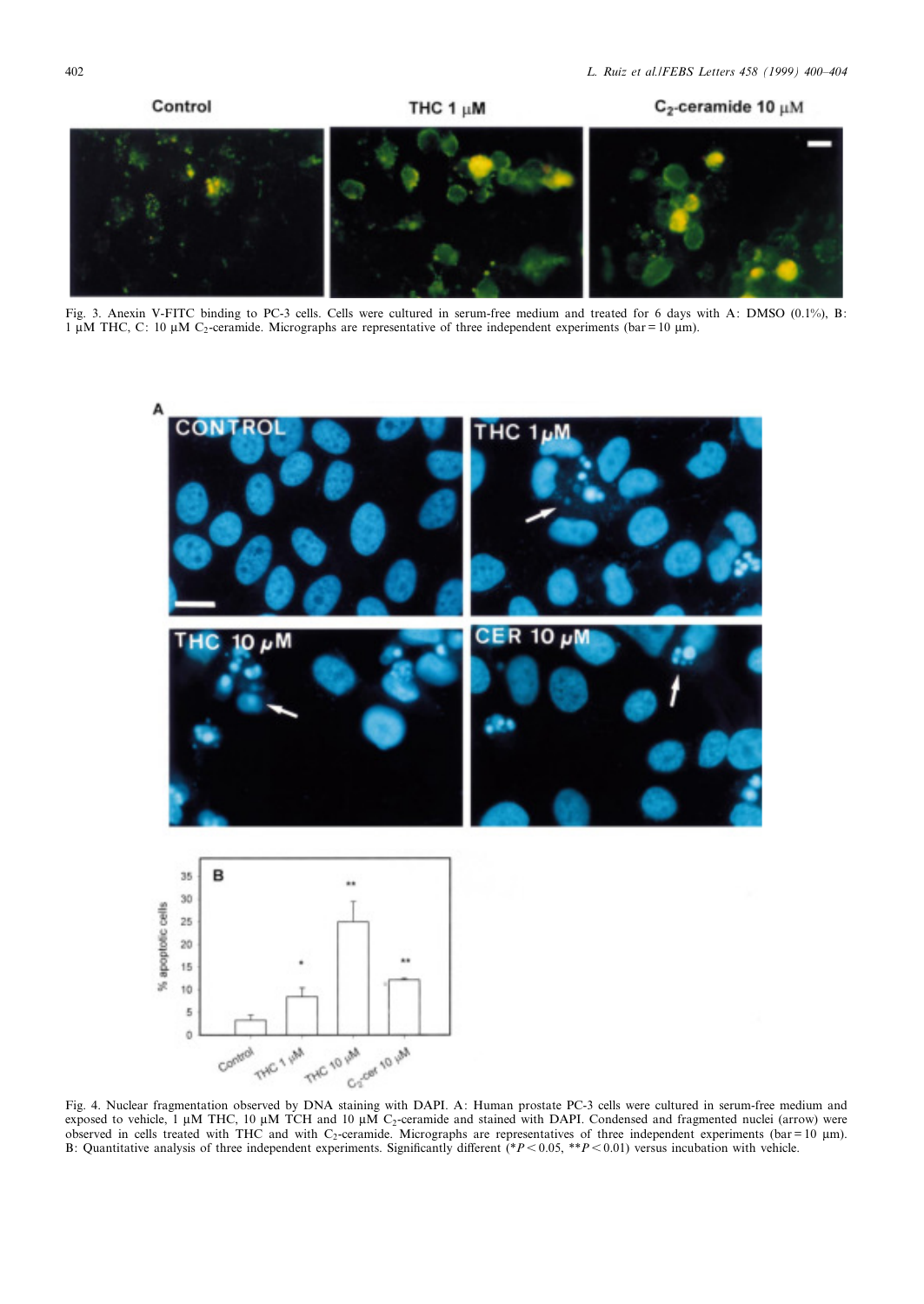Fig. 3. Anexin V-FITC binding to PC-3 cells. Cells were cultured in serum-free medium and treated for 6 days with A: DMSO (0.1%), B: 1 μM THC, C: 10 μM $C_2$-ceramide. Micrographs are representative of three independent experiments (bar = 10 μm).

Fig. 4. Nuclear fragmentation observed by DNA staining with DAPI. A: Human prostate PC-3 cells were cultured in serum-free medium and exposed to vehicle, 1 μM THC, 10 μM TCH and 10 μM $C_2$-ceramide and stained with DAPI. Condensed and fragmented nuclei (arrow) were observed in cells treated with THC and with $C_2$-ceramide. Micrographs are representatives of three independent experiments (bar = 10 μm). B: Quantitative analysis of three independent experiments. Significantly different (* $P < 0.05$, ** $P < 0.01$) versus incubation with vehicle.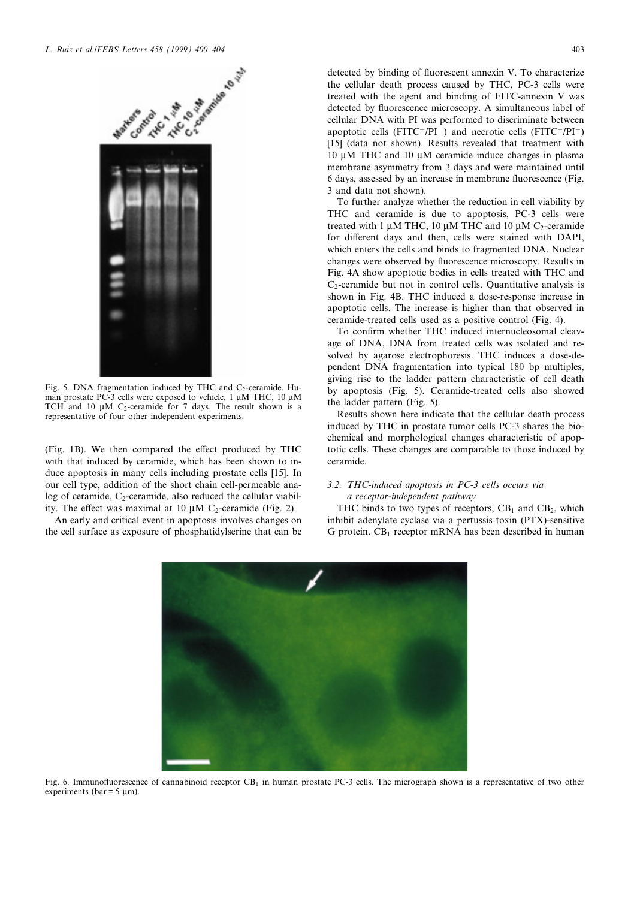Fig. 5. DNA fragmentation induced by THC and $C_2$-ceramide. Human prostate PC-3 cells were exposed to vehicle, 1 μM THC, 10 μM TCH and 10 μM $C_2$-ceramide for 7 days. The result shown is a representative of four other independent experiments.

(Fig. 1B). We then compared the effect produced by THC with that induced by ceramide, which has been shown to induce apoptosis in many cells including prostate cells [15]. In our cell type, addition of the short chain cell-permeable analog of ceramide, $C_2$-ceramide, also reduced the cellular viability. The effect was maximal at 10 μM $C_2$-ceramide (Fig. 2).

An early and critical event in apoptosis involves changes on the cell surface as exposure of phosphatidylserine that can be detected by binding of fluorescent annexin V. To characterize the cellular death process caused by THC, PC-3 cells were treated with the agent and binding of FITC-annexin V was detected by fluorescence microscopy. A simultaneous label of cellular DNA with PI was performed to discriminate between apoptotic cells ($FITC^+/PI^-$) and necrotic cells ($FITC^+/PI^+$) [15] (data not shown). Results revealed that treatment with 10 μM THC and 10 μM ceramide induce changes in plasma membrane asymmetry from 3 days and were maintained until 6 days, assessed by an increase in membrane fluorescence (Fig. 3 and data not shown).

To further analyze whether the reduction in cell viability by THC and ceramide is due to apoptosis, PC-3 cells were treated with 1 μM THC, 10 μM THC and 10 μM $C_2$-ceramide for different days and then, cells were stained with DAPI, which enters the cells and binds to fragmented DNA. Nuclear changes were observed by fluorescence microscopy. Results in Fig. 4A show apoptotic bodies in cells treated with THC and $C_2$-ceramide but not in control cells. Quantitative analysis is shown in Fig. 4B. THC induced a dose-response increase in apoptotic cells. The increase is higher than that observed in ceramide-treated cells used as a positive control (Fig. 4).

To confirm whether THC induced internucleosomal cleavage of DNA, DNA from treated cells was isolated and resolved by agarose electrophoresis. THC induces a dose-dependent DNA fragmentation into typical 180 bp multiples, giving rise to the ladder pattern characteristic of cell death by apoptosis (Fig. 5). Ceramide-treated cells also showed the ladder pattern (Fig. 5).

Results shown here indicate that the cellular death process induced by THC in prostate tumor cells PC-3 shares the biochemical and morphological changes characteristic of apoptotic cells. These changes are comparable to those induced by ceramide.

### 3.2. THC-induced apoptosis in PC-3 cells occurs via a receptor-independent pathway

THC binds to two types of receptors, $CB_1$ and $CB_2$, which inhibit adenylate cyclase via a pertussis toxin (PTX)-sensitive G protein. $CB_1$ receptor mRNA has been described in human

Fig. 6. Immunofluorescence of cannabinoid receptor $CB_1$ in human prostate PC-3 cells. The micrograph shown is a representative of two other experiments (bar = 5 μm).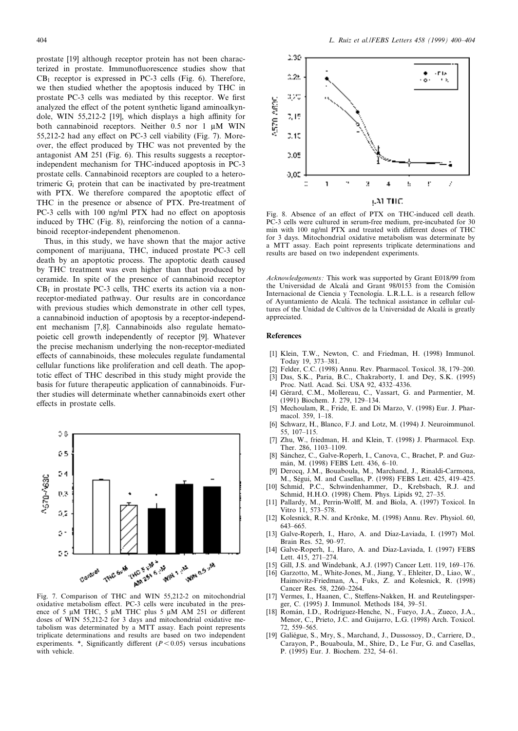prostate [19] although receptor protein has not been characterized in prostate. Immunofluorescence studies show that $CB_1$ receptor is expressed in PC-3 cells (Fig. 6). Therefore, we then studied whether the apoptosis induced by THC in prostate PC-3 cells was mediated by this receptor. We first analyzed the effect of the potent synthetic ligand aminoalkyndole, WIN 55,212-2 [19], which displays a high affinity for both cannabinoid receptors. Neither 0.5 nor 1 μM WIN 55,212-2 had any effect on PC-3 cell viability (Fig. 7). Moreover, the effect produced by THC was not prevented by the antagonist AM 251 (Fig. 6). This results suggests a receptor-independent mechanism for THC-induced apoptosis in PC-3 prostate cells. Cannabinoid receptors are coupled to a heterotrimeric $G_i$ protein that can be inactivated by pre-treatment with PTX. We therefore compared the apoptotic effect of THC in the presence or absence of PTX. Pre-treatment of PC-3 cells with 100 ng/ml PTX had no effect on apoptosis induced by THC (Fig. 8), reinforcing the notion of a cannabinoid receptor-independent phenomenon.

Thus, in this study, we have shown that the major active component of marijuana, THC, induced prostate PC-3 cell death by an apoptotic process. The apoptotic death caused by THC treatment was even higher than that produced by ceramide. In spite of the presence of cannabinoid receptor $CB_1$ in prostate PC-3 cells, THC exerts its action via a non-receptor-mediated pathway. Our results are in concordance with previous studies which demonstrate in other cell types, a cannabinoid induction of apoptosis by a receptor-independent mechanism [7,8]. Cannabinoids also regulate hematopoietic cell growth independently of receptor [9]. Whatever the precise mechanism underlying the non-receptor-mediated effects of cannabinoids, these molecules regulate fundamental cellular functions like proliferation and cell death. The apoptotic effect of THC described in this study might provide the basis for future therapeutic application of cannabinoids. Further studies will determinate whether cannabinoids exert other effects in prostate cells.

A570-A630

Control

THC 5 μM

THC 5 μM + AM 251 5 μM

WIN 1 μM

WIN 0.5 μM

Fig. 7. Comparison of THC and WIN 55,212-2 on mitochondrial oxidative metabolism effect. PC-3 cells were incubated in the presence of 5 μM THC, 5 μM THC plus 5 μM AM 251 or different doses of WIN 55,212-2 for 3 days and mitochondrial oxidative metabolism was determinated by a MTT assay. Each point represents triplicate determinations and results are based on two independent experiments. *, Significantly different ($P < 0.05$) versus incubations with vehicle.

A570-A630

μM THC

Fig. 8. Absence of an effect of PTX on THC-induced cell death. PC-3 cells were cultured in serum-free medium, pre-incubated for 30 min with 100 ng/ml PTX and treated with different doses of THC for 3 days. Mitochondrial oxidative metabolism was determinate by a MTT assay. Each point represents triplicate determinations and results are based on two independent experiments.

*Acknowledgements:* This work was supported by Grant E018/99 from the Universidad de Alcalá and Grant 98/0153 from the Comisión Internacional de Ciencia y Tecnología. L.R.L.L. is a research fellow of Ayuntamiento de Alcalá. The technical assistance in cellular cultures of the Unidad de Cultivos de la Universidad de Alcalá is greatly appreciated.

## References

[1] Klein, T.W., Newton, C. and Friedman, H. (1998) Immunol. Today 19, 373–381.

[2] Felder, C.C. (1998) Annu. Rev. Pharmacol. Toxicol. 38, 179–200.

[3] Das, S.K., Paria, B.C., Chakraborty, I. and Dey, S.K. (1995) Proc. Natl. Acad. Sci. USA 92, 4332–4336.

[4] Gérard, C.M., Mollereau, C., Vassart, G. and Parmentier, M. (1991) Biochem. J. 279, 129–134.

[5] Mechoulam, R., Fride, E. and Di Marzo, V. (1998) Eur. J. Pharmacol. 359, 1–18.

[6] Schwarz, H., Blanco, F.J. and Lotz, M. (1994) J. Neuroimmunol. 55, 107–115.

[7] Zhu, W., friedman, H. and Klein, T. (1998) J. Pharmacol. Exp. Ther. 286, 1103–1109.

[8] Sánchez, C., Galve-Roperh, I., Canova, C., Brachet, P. and Guzmán, M. (1998) FEBS Lett. 436, 6–10.

[9] Derocq, J.M., Bouaboula, M., Marchand, J., Rinaldi-Carmona, M., Ségui, M. and Casellas, P. (1998) FEBS Lett. 425, 419–425.

[10] Schmid, P.C., Schwindenhammer, D., Krebsbach, R.J. and Schmid, H.H.O. (1998) Chem. Phys. Lipids 92, 27–35.

[11] Pallardy, M., Perrin-Wolff, M. and Biola, A. (1997) Toxicol. In Vitro 11, 573–578.

[12] Kolesnick, R.N. and Krönke, M. (1998) Annu. Rev. Physiol. 60, 643–665.

[13] Galve-Roperh, I., Haro, A. and Díaz-Laviada, I. (1997) Mol. Brain Res. 52, 90–97.

[14] Galve-Roperh, I., Haro, A. and Díaz-Laviada, I. (1997) FEBS Lett. 415, 271–274.

[15] Gill, J.S. and Windebank, A.J. (1997) Cancer Lett. 119, 169–176.

[16] Garzotto, M., White-Jones, M., Jiang, Y., Ehleiter, D., Liao, W., Haimovitz-Friedman, A., Fuks, Z. and Kolesnick, R. (1998) Cancer Res. 58, 2260–2264.

[17] Vermes, I., Haanen, C., Steffens-Nakken, H. and Reutelingsperger, C. (1995) J. Immunol. Methods 184, 39–51.

[18] Román, I.D., Rodríguez-Henche, N., Fueyo, J.A., Zueco, J.A., Menor, C., Prieto, J.C. and Guijarro, L.G. (1998) Arch. Toxicol. 72, 559–565.

[19] Galiégue, S., Mry, S., Marchand, J., Dussossoy, D., Carriere, D., Carayon, P., Bouaboula, M., Shire, D., Le Fur, G. and Casellas, P. (1995) Eur. J. Biochem. 232, 54–61.